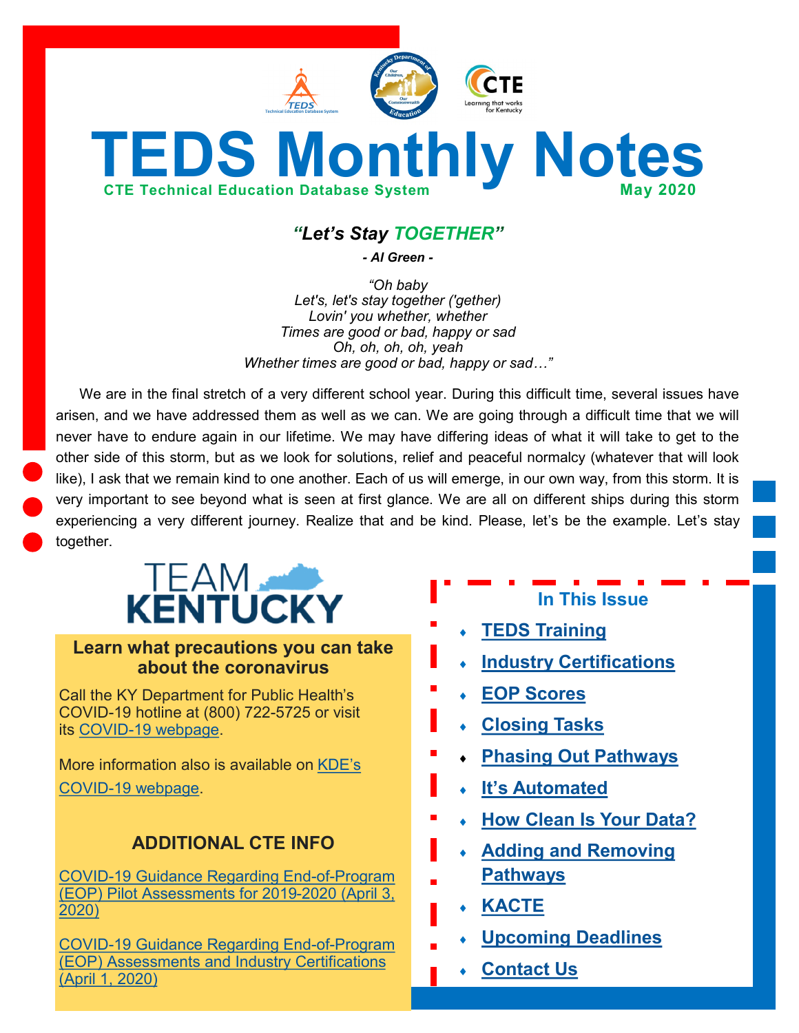# TEDS Monthly Notes

**CTE Technical Education Database System** **May 2020**

### *"Let's Stay TOGETHER"*

***- Al Green -***

*"Oh baby*
*Let's, let's stay together ('gether)*
*Lovin' you whether, whether*
*Times are good or bad, happy or sad*
*Oh, oh, oh, oh, yeah*
*Whether times are good or bad, happy or sad…"*

We are in the final stretch of a very different school year. During this difficult time, several issues have arisen, and we have addressed them as well as we can. We are going through a difficult time that we will never have to endure again in our lifetime. We may have differing ideas of what it will take to get to the other side of this storm, but as we look for solutions, relief and peaceful normalcy (whatever that will look like), I ask that we remain kind to one another. Each of us will emerge, in our own way, from this storm. It is very important to see beyond what is seen at first glance. We are all on different ships during this storm experiencing a very different journey. Realize that and be kind. Please, let's be the example. Let's stay together.

TEAM KENTUCKY

**Learn what precautions you can take about the coronavirus**

Call the KY Department for Public Health's COVID-19 hotline at (800) 722-5725 or visit its COVID-19 webpage.

More information also is available on KDE's COVID-19 webpage.

**ADDITIONAL CTE INFO**

COVID-19 Guidance Regarding End-of-Program (EOP) Pilot Assessments for 2019-2020 (April 3, 2020)

COVID-19 Guidance Regarding End-of-Program (EOP) Assessments and Industry Certifications (April 1, 2020)

**In This Issue**

- TEDS Training
- Industry Certifications
- EOP Scores
- Closing Tasks
- Phasing Out Pathways
- It's Automated
- How Clean Is Your Data?
- Adding and Removing Pathways
- KACTE
- Upcoming Deadlines
- Contact Us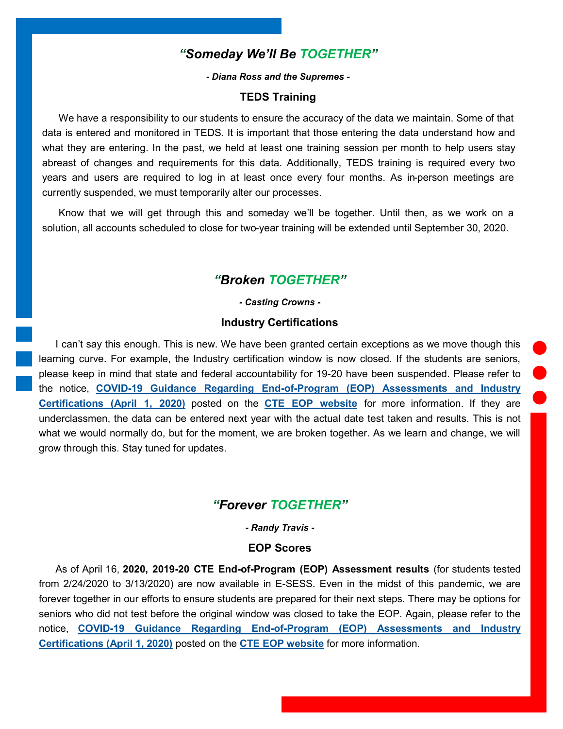## *"Someday We'll Be TOGETHER"*

***- Diana Ross and the Supremes -***

### TEDS Training

We have a responsibility to our students to ensure the accuracy of the data we maintain. Some of that data is entered and monitored in TEDS. It is important that those entering the data understand how and what they are entering. In the past, we held at least one training session per month to help users stay abreast of changes and requirements for this data. Additionally, TEDS training is required every two years and users are required to log in at least once every four months. As in-person meetings are currently suspended, we must temporarily alter our processes.

Know that we will get through this and someday we'll be together. Until then, as we work on a solution, all accounts scheduled to close for two-year training will be extended until September 30, 2020.

## *"Broken TOGETHER"*

***- Casting Crowns -***

### Industry Certifications

I can't say this enough. This is new. We have been granted certain exceptions as we move though this learning curve. For example, the Industry certification window is now closed. If the students are seniors, please keep in mind that state and federal accountability for 19-20 have been suspended. Please refer to the notice, **COVID-19 Guidance Regarding End-of-Program (EOP) Assessments and Industry Certifications (April 1, 2020)** posted on the **CTE EOP website** for more information. If they are underclassmen, the data can be entered next year with the actual date test taken and results. This is not what we would normally do, but for the moment, we are broken together. As we learn and change, we will grow through this. Stay tuned for updates.

## *"Forever TOGETHER"*

***- Randy Travis -***

### EOP Scores

As of April 16, **2020, 2019-20 CTE End-of-Program (EOP) Assessment results** (for students tested from 2/24/2020 to 3/13/2020) are now available in E-SESS. Even in the midst of this pandemic, we are forever together in our efforts to ensure students are prepared for their next steps. There may be options for seniors who did not test before the original window was closed to take the EOP. Again, please refer to the notice, **COVID-19 Guidance Regarding End-of-Program (EOP) Assessments and Industry Certifications (April 1, 2020)** posted on the **CTE EOP website** for more information.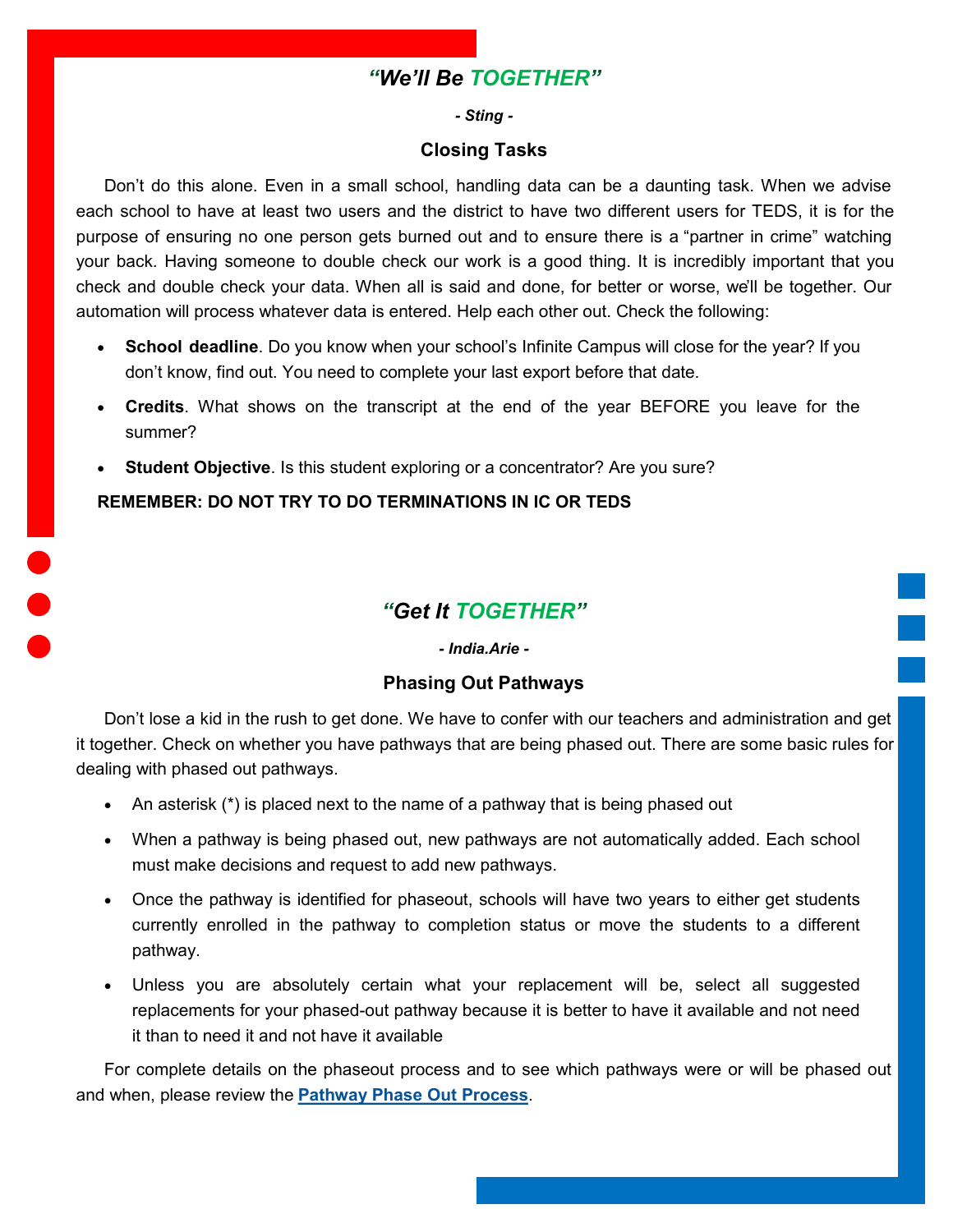## *“We’ll Be TOGETHER”*

***- Sting -***

### Closing Tasks

Don’t do this alone. Even in a small school, handling data can be a daunting task. When we advise each school to have at least two users and the district to have two different users for TEDS, it is for the purpose of ensuring no one person gets burned out and to ensure there is a “partner in crime” watching your back. Having someone to double check our work is a good thing. It is incredibly important that you check and double check your data. When all is said and done, for better or worse, we’ll be together. Our automation will process whatever data is entered. Help each other out. Check the following:

- **School deadline**. Do you know when your school’s Infinite Campus will close for the year? If you don’t know, find out. You need to complete your last export before that date.
- **Credits**. What shows on the transcript at the end of the year BEFORE you leave for the summer?
- **Student Objective**. Is this student exploring or a concentrator? Are you sure?

**REMEMBER: DO NOT TRY TO DO TERMINATIONS IN IC OR TEDS**

## *“Get It TOGETHER”*

***- India.Arie -***

### Phasing Out Pathways

Don’t lose a kid in the rush to get done. We have to confer with our teachers and administration and get it together. Check on whether you have pathways that are being phased out. There are some basic rules for dealing with phased out pathways.

- An asterisk (*) is placed next to the name of a pathway that is being phased out
- When a pathway is being phased out, new pathways are not automatically added. Each school must make decisions and request to add new pathways.
- Once the pathway is identified for phaseout, schools will have two years to either get students currently enrolled in the pathway to completion status or move the students to a different pathway.
- Unless you are absolutely certain what your replacement will be, select all suggested replacements for your phased-out pathway because it is better to have it available and not need it than to need it and not have it available

For complete details on the phaseout process and to see which pathways were or will be phased out and when, please review the **Pathway Phase Out Process**.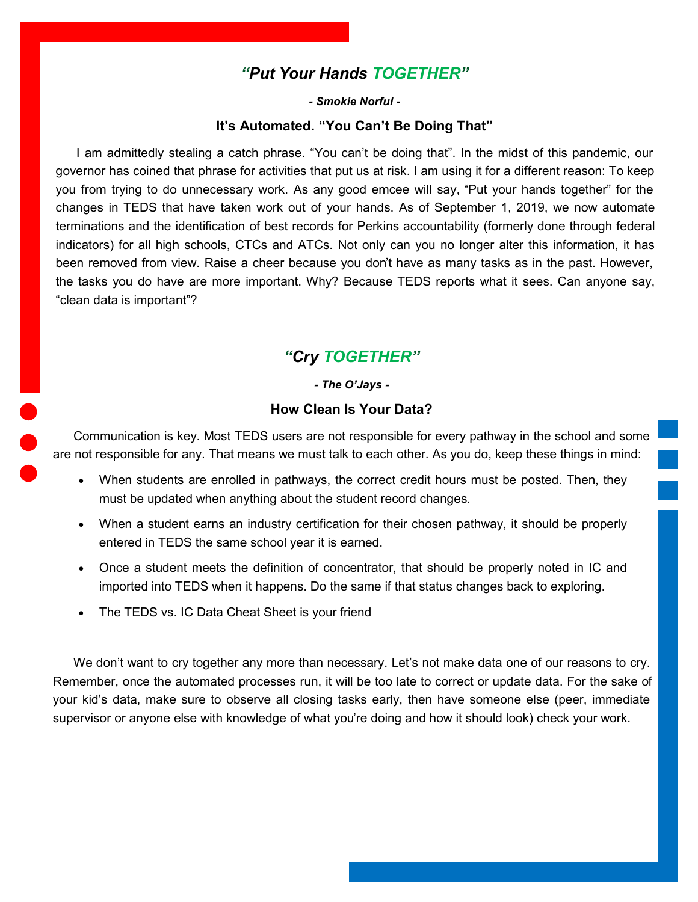## *"Put Your Hands TOGETHER"*

***- Smokie Norful -***

### It's Automated. "You Can't Be Doing That"

I am admittedly stealing a catch phrase. "You can't be doing that". In the midst of this pandemic, our governor has coined that phrase for activities that put us at risk. I am using it for a different reason: To keep you from trying to do unnecessary work. As any good emcee will say, "Put your hands together" for the changes in TEDS that have taken work out of your hands. As of September 1, 2019, we now automate terminations and the identification of best records for Perkins accountability (formerly done through federal indicators) for all high schools, CTCs and ATCs. Not only can you no longer alter this information, it has been removed from view. Raise a cheer because you don't have as many tasks as in the past. However, the tasks you do have are more important. Why? Because TEDS reports what it sees. Can anyone say, "clean data is important"?

## *"Cry TOGETHER"*

***- The O'Jays -***

### How Clean Is Your Data?

Communication is key. Most TEDS users are not responsible for every pathway in the school and some are not responsible for any. That means we must talk to each other. As you do, keep these things in mind:

- When students are enrolled in pathways, the correct credit hours must be posted. Then, they must be updated when anything about the student record changes.
- When a student earns an industry certification for their chosen pathway, it should be properly entered in TEDS the same school year it is earned.
- Once a student meets the definition of concentrator, that should be properly noted in IC and imported into TEDS when it happens. Do the same if that status changes back to exploring.
- The TEDS vs. IC Data Cheat Sheet is your friend

We don't want to cry together any more than necessary. Let's not make data one of our reasons to cry. Remember, once the automated processes run, it will be too late to correct or update data. For the sake of your kid's data, make sure to observe all closing tasks early, then have someone else (peer, immediate supervisor or anyone else with knowledge of what you're doing and how it should look) check your work.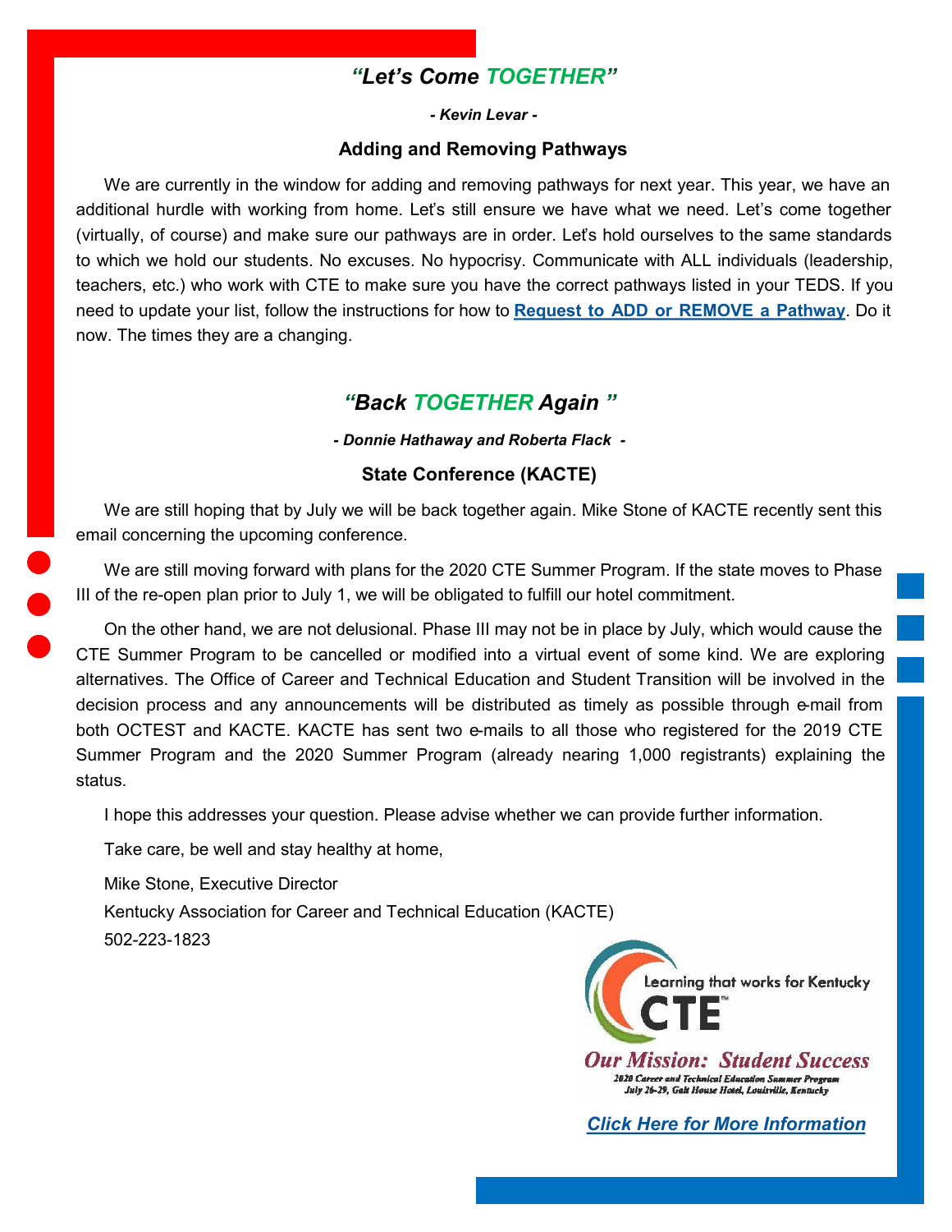## *“Let’s Come TOGETHER”*

***- Kevin Levar -***

### Adding and Removing Pathways

We are currently in the window for adding and removing pathways for next year. This year, we have an additional hurdle with working from home. Let’s still ensure we have what we need. Let’s come together (virtually, of course) and make sure our pathways are in order. Let’s hold ourselves to the same standards to which we hold our students. No excuses. No hypocrisy. Communicate with ALL individuals (leadership, teachers, etc.) who work with CTE to make sure you have the correct pathways listed in your TEDS. If you need to update your list, follow the instructions for how to **Request to ADD or REMOVE a Pathway**. Do it now. The times they are a changing.

## *“Back TOGETHER Again ”*

***- Donnie Hathaway and Roberta Flack -***

### State Conference (KACTE)

We are still hoping that by July we will be back together again. Mike Stone of KACTE recently sent this email concerning the upcoming conference.

We are still moving forward with plans for the 2020 CTE Summer Program. If the state moves to Phase III of the re-open plan prior to July 1, we will be obligated to fulfill our hotel commitment.

On the other hand, we are not delusional. Phase III may not be in place by July, which would cause the CTE Summer Program to be cancelled or modified into a virtual event of some kind. We are exploring alternatives. The Office of Career and Technical Education and Student Transition will be involved in the decision process and any announcements will be distributed as timely as possible through e-mail from both OCTEST and KACTE. KACTE has sent two e-mails to all those who registered for the 2019 CTE Summer Program and the 2020 Summer Program (already nearing 1,000 registrants) explaining the status.

I hope this addresses your question. Please advise whether we can provide further information.

Take care, be well and stay healthy at home,

Mike Stone, Executive Director

Kentucky Association for Career and Technical Education (KACTE)

502-223-1823

Learning that works for Kentucky

CTE

*Our Mission: Student Success*

*2020 Career and Technical Education Summer Program*

*July 26-29, Galt House Hotel, Louisville, Kentucky*

***Click Here for More Information***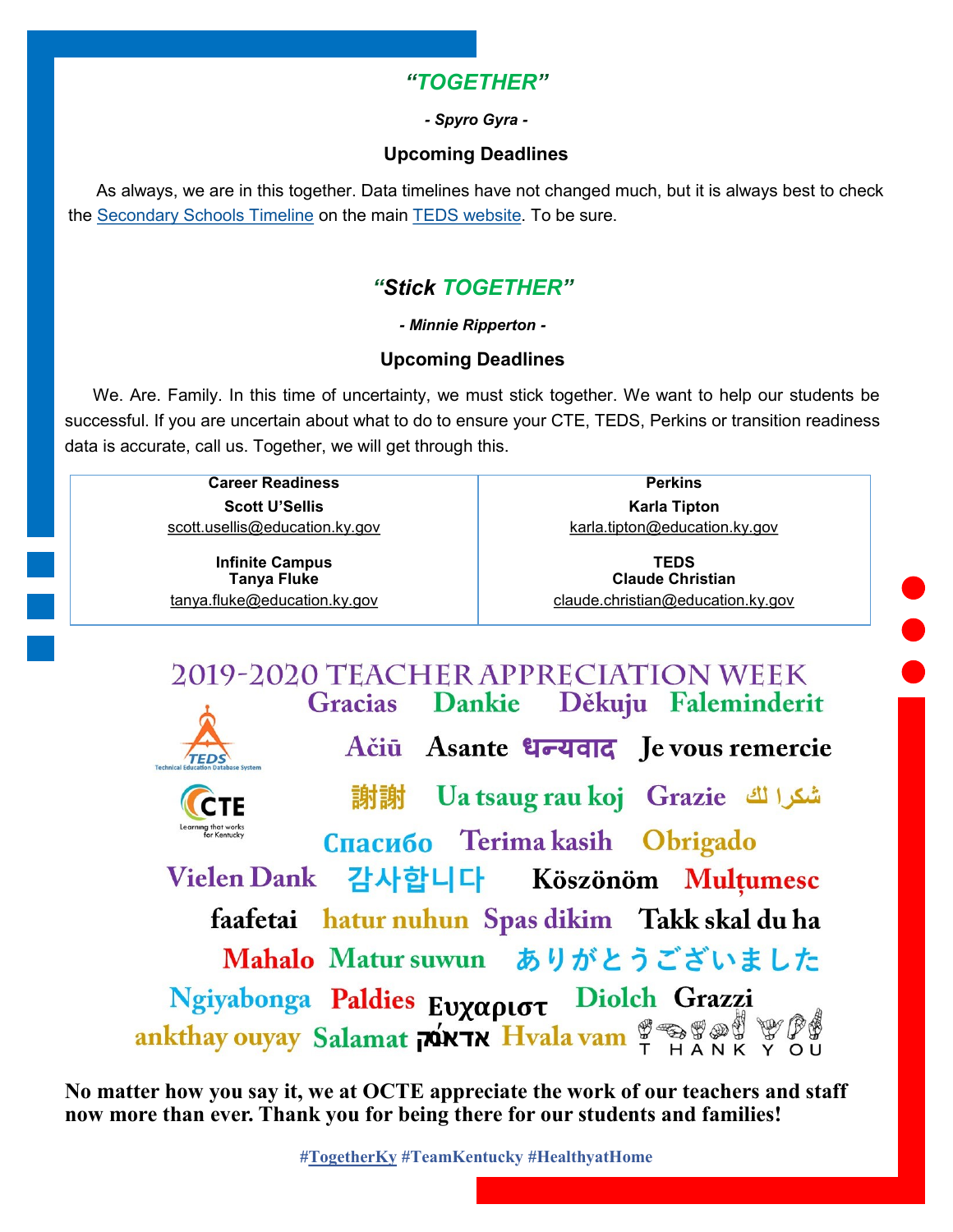## *“TOGETHER”*

***- Spyro Gyra -***

**Upcoming Deadlines**

As always, we are in this together. Data timelines have not changed much, but it is always best to check the Secondary Schools Timeline on the main TEDS website. To be sure.

## *“Stick TOGETHER”*

***- Minnie Ripperton -***

**Upcoming Deadlines**

We. Are. Family. In this time of uncertainty, we must stick together. We want to help our students be successful. If you are uncertain about what to do to ensure your CTE, TEDS, Perkins or transition readiness data is accurate, call us. Together, we will get through this.

| | |
|---|---|
| **Career Readiness**<br>**Scott U’Sellis**<br>scott.usellis@education.ky.gov | **Perkins**<br>**Karla Tipton**<br>karla.tipton@education.ky.gov |
| **Infinite Campus**<br>**Tanya Fluke**<br>tanya.fluke@education.ky.gov | **TEDS**<br>**Claude Christian**<br>claude.christian@education.ky.gov |

## 2019-2020 TEACHER APPRECIATION WEEK

Gracias Dankie Děkuju Faleminderit

Ačiū Asante धन्यवाद Je vous remercie

謝謝 Ua tsaug rau koj Grazie شكرا لك

Спасибо Terima kasih Obrigado

Vielen Dank 감사합니다 Köszönöm Mulțumesc

faafetai hatur nuhun Spas dikim Takk skal du ha

Mahalo Matur suwun ありがとうございました

Ngiyabonga Paldies Ευχαριστ Diolch Grazzi

ankthay ouyay Salamat אדאנק Hvala vam T H A N K Y O U

**No matter how you say it, we at OCTE appreciate the work of our teachers and staff now more than ever. Thank you for being there for our students and families!**

**#TogetherKy #TeamKentucky #HealthyatHome**